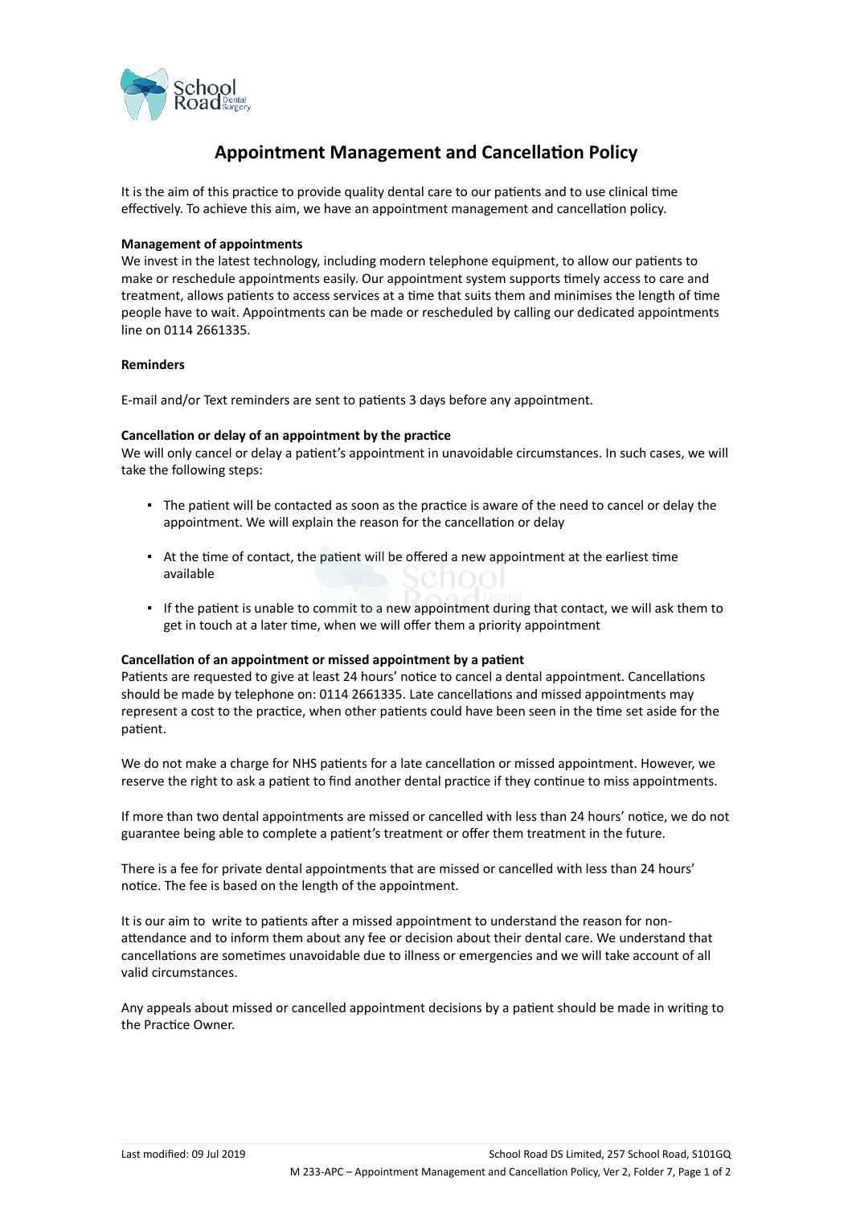# Appointment Management and Cancellation Policy

It is the aim of this practice to provide quality dental care to our patients and to use clinical time effectively. To achieve this aim, we have an appointment management and cancellation policy.

**Management of appointments**

We invest in the latest technology, including modern telephone equipment, to allow our patients to make or reschedule appointments easily. Our appointment system supports timely access to care and treatment, allows patients to access services at a time that suits them and minimises the length of time people have to wait. Appointments can be made or rescheduled by calling our dedicated appointments line on 0114 2661335.

**Reminders**

E-mail and/or Text reminders are sent to patients 3 days before any appointment.

**Cancellation or delay of an appointment by the practice**

We will only cancel or delay a patient's appointment in unavoidable circumstances. In such cases, we will take the following steps:

- The patient will be contacted as soon as the practice is aware of the need to cancel or delay the appointment. We will explain the reason for the cancellation or delay
- At the time of contact, the patient will be offered a new appointment at the earliest time available
- If the patient is unable to commit to a new appointment during that contact, we will ask them to get in touch at a later time, when we will offer them a priority appointment

**Cancellation of an appointment or missed appointment by a patient**

Patients are requested to give at least 24 hours' notice to cancel a dental appointment. Cancellations should be made by telephone on: 0114 2661335. Late cancellations and missed appointments may represent a cost to the practice, when other patients could have been seen in the time set aside for the patient.

We do not make a charge for NHS patients for a late cancellation or missed appointment. However, we reserve the right to ask a patient to find another dental practice if they continue to miss appointments.

If more than two dental appointments are missed or cancelled with less than 24 hours' notice, we do not guarantee being able to complete a patient's treatment or offer them treatment in the future.

There is a fee for private dental appointments that are missed or cancelled with less than 24 hours' notice. The fee is based on the length of the appointment.

It is our aim to write to patients after a missed appointment to understand the reason for non-attendance and to inform them about any fee or decision about their dental care. We understand that cancellations are sometimes unavoidable due to illness or emergencies and we will take account of all valid circumstances.

Any appeals about missed or cancelled appointment decisions by a patient should be made in writing to the Practice Owner.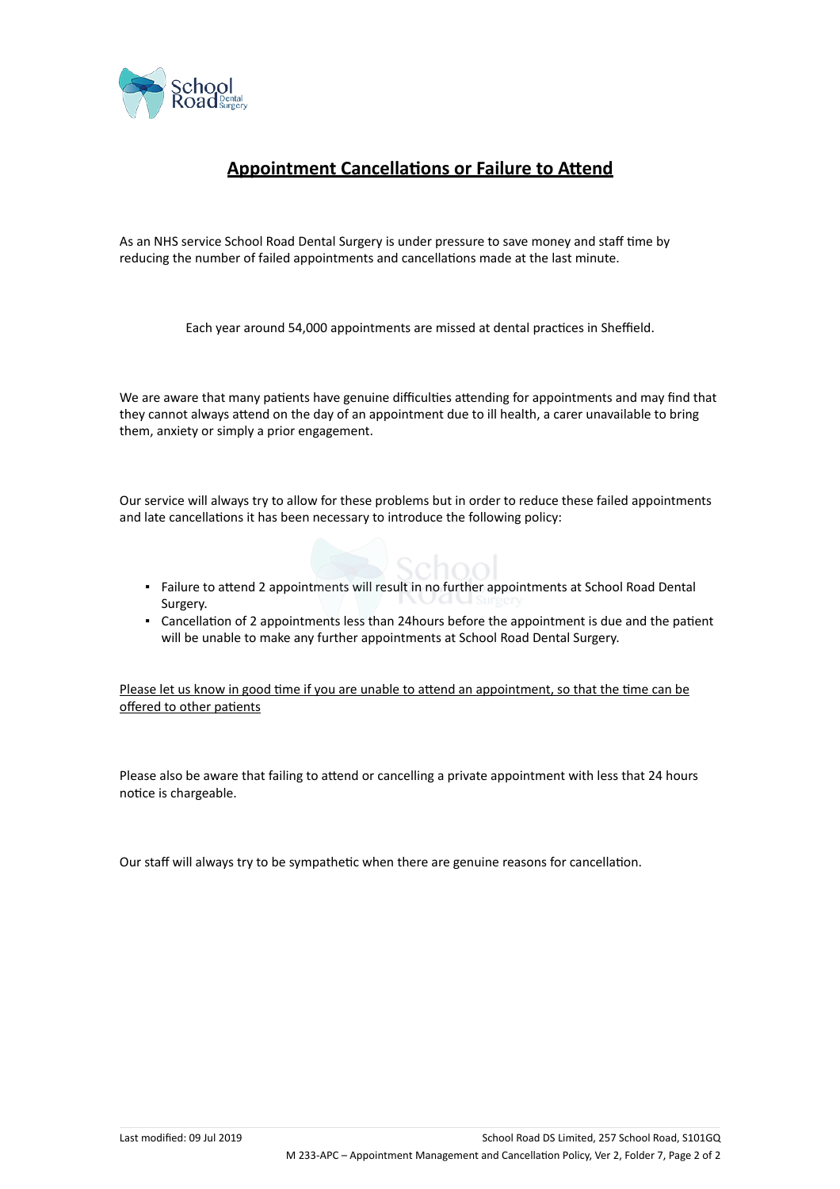## Appointment Cancellations or Failure to Attend

As an NHS service School Road Dental Surgery is under pressure to save money and staff time by reducing the number of failed appointments and cancellations made at the last minute.

Each year around 54,000 appointments are missed at dental practices in Sheffield.

We are aware that many patients have genuine difficulties attending for appointments and may find that they cannot always attend on the day of an appointment due to ill health, a carer unavailable to bring them, anxiety or simply a prior engagement.

Our service will always try to allow for these problems but in order to reduce these failed appointments and late cancellations it has been necessary to introduce the following policy:

- Failure to attend 2 appointments will result in no further appointments at School Road Dental Surgery.
- Cancellation of 2 appointments less than 24hours before the appointment is due and the patient will be unable to make any further appointments at School Road Dental Surgery.

<u>Please let us know in good time if you are unable to attend an appointment, so that the time can be offered to other patients</u>

Please also be aware that failing to attend or cancelling a private appointment with less that 24 hours notice is chargeable.

Our staff will always try to be sympathetic when there are genuine reasons for cancellation.